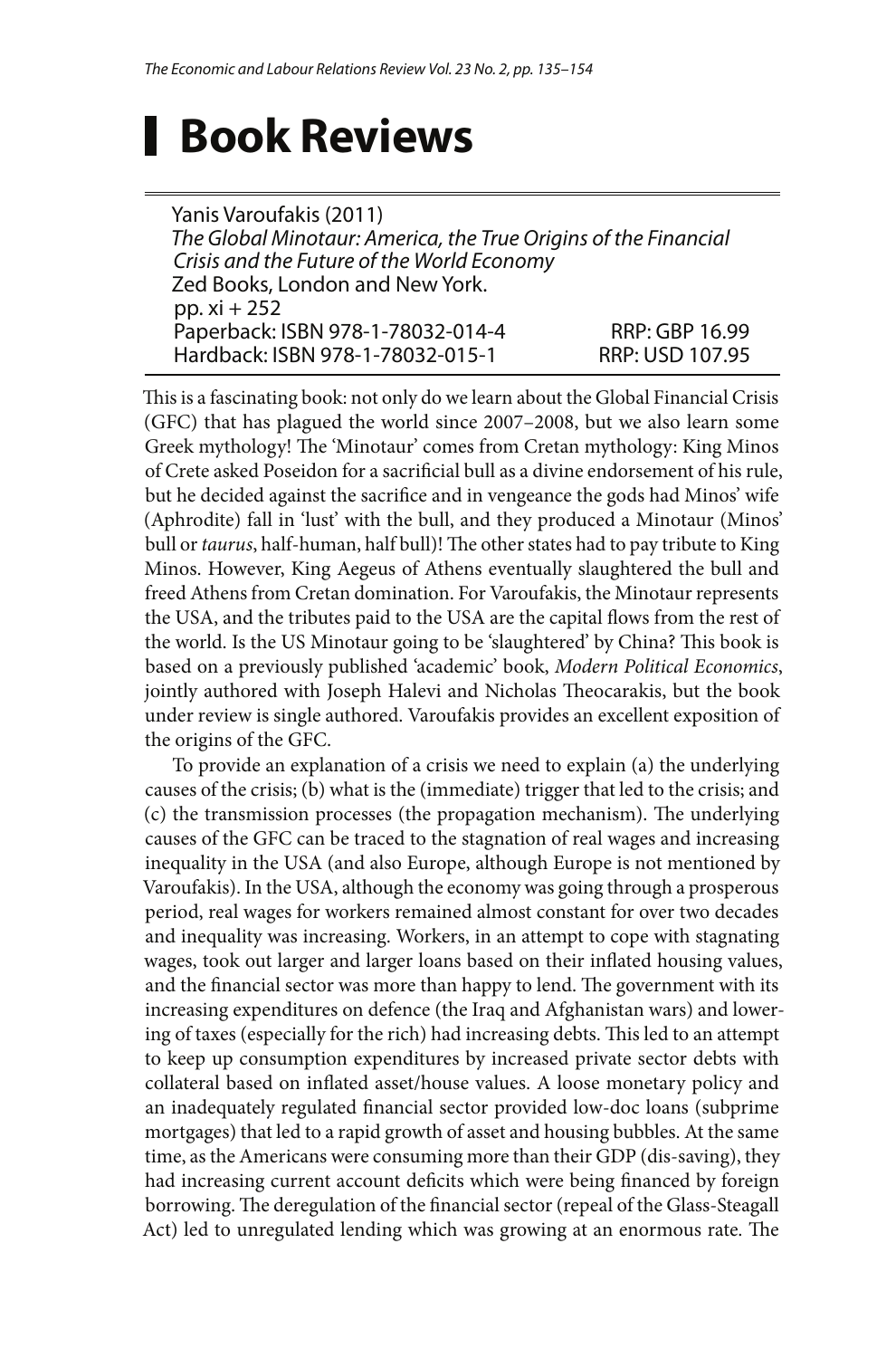# Book Reviews

Yanis Varoufakis (2011)
*The Global Minotaur: America, the True Origins of the Financial Crisis and the Future of the World Economy*
Zed Books, London and New York.
pp. xi + 252
Paperback: ISBN 978-1-78032-014-4 RRP: GBP 16.99
Hardback: ISBN 978-1-78032-015-1 RRP: USD 107.95

This is a fascinating book: not only do we learn about the Global Financial Crisis (GFC) that has plagued the world since 2007–2008, but we also learn some Greek mythology! The 'Minotaur' comes from Cretan mythology: King Minos of Crete asked Poseidon for a sacrificial bull as a divine endorsement of his rule, but he decided against the sacrifice and in vengeance the gods had Minos' wife (Aphrodite) fall in 'lust' with the bull, and they produced a Minotaur (Minos' bull or *taurus*, half-human, half bull)! The other states had to pay tribute to King Minos. However, King Aegeus of Athens eventually slaughtered the bull and freed Athens from Cretan domination. For Varoufakis, the Minotaur represents the USA, and the tributes paid to the USA are the capital flows from the rest of the world. Is the US Minotaur going to be 'slaughtered' by China? This book is based on a previously published 'academic' book, *Modern Political Economics*, jointly authored with Joseph Halevi and Nicholas Theocarakis, but the book under review is single authored. Varoufakis provides an excellent exposition of the origins of the GFC.

To provide an explanation of a crisis we need to explain (a) the underlying causes of the crisis; (b) what is the (immediate) trigger that led to the crisis; and (c) the transmission processes (the propagation mechanism). The underlying causes of the GFC can be traced to the stagnation of real wages and increasing inequality in the USA (and also Europe, although Europe is not mentioned by Varoufakis). In the USA, although the economy was going through a prosperous period, real wages for workers remained almost constant for over two decades and inequality was increasing. Workers, in an attempt to cope with stagnating wages, took out larger and larger loans based on their inflated housing values, and the financial sector was more than happy to lend. The government with its increasing expenditures on defence (the Iraq and Afghanistan wars) and lowering of taxes (especially for the rich) had increasing debts. This led to an attempt to keep up consumption expenditures by increased private sector debts with collateral based on inflated asset/house values. A loose monetary policy and an inadequately regulated financial sector provided low-doc loans (subprime mortgages) that led to a rapid growth of asset and housing bubbles. At the same time, as the Americans were consuming more than their GDP (dis-saving), they had increasing current account deficits which were being financed by foreign borrowing. The deregulation of the financial sector (repeal of the Glass-Steagall Act) led to unregulated lending which was growing at an enormous rate. The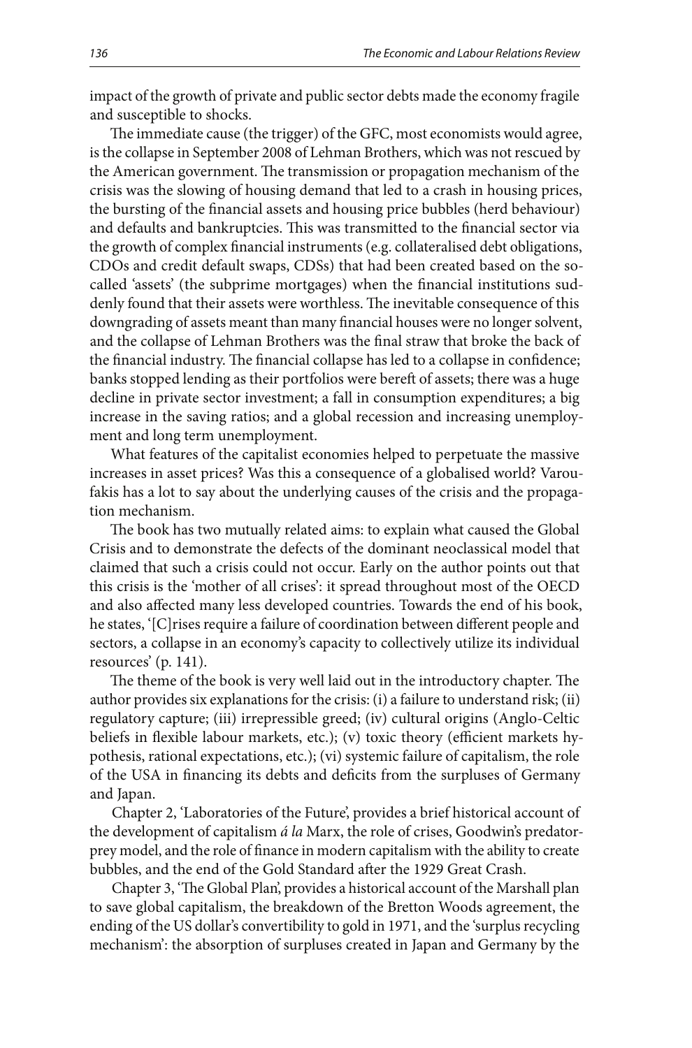impact of the growth of private and public sector debts made the economy fragile and susceptible to shocks.

The immediate cause (the trigger) of the GFC, most economists would agree, is the collapse in September 2008 of Lehman Brothers, which was not rescued by the American government. The transmission or propagation mechanism of the crisis was the slowing of housing demand that led to a crash in housing prices, the bursting of the financial assets and housing price bubbles (herd behaviour) and defaults and bankruptcies. This was transmitted to the financial sector via the growth of complex financial instruments (e.g. collateralised debt obligations, CDOs and credit default swaps, CDSs) that had been created based on the so-called 'assets' (the subprime mortgages) when the financial institutions suddenly found that their assets were worthless. The inevitable consequence of this downgrading of assets meant than many financial houses were no longer solvent, and the collapse of Lehman Brothers was the final straw that broke the back of the financial industry. The financial collapse has led to a collapse in confidence; banks stopped lending as their portfolios were bereft of assets; there was a huge decline in private sector investment; a fall in consumption expenditures; a big increase in the saving ratios; and a global recession and increasing unemployment and long term unemployment.

What features of the capitalist economies helped to perpetuate the massive increases in asset prices? Was this a consequence of a globalised world? Varoufakis has a lot to say about the underlying causes of the crisis and the propagation mechanism.

The book has two mutually related aims: to explain what caused the Global Crisis and to demonstrate the defects of the dominant neoclassical model that claimed that such a crisis could not occur. Early on the author points out that this crisis is the 'mother of all crises': it spread throughout most of the OECD and also affected many less developed countries. Towards the end of his book, he states, '[C]rises require a failure of coordination between different people and sectors, a collapse in an economy's capacity to collectively utilize its individual resources' (p. 141).

The theme of the book is very well laid out in the introductory chapter. The author provides six explanations for the crisis: (i) a failure to understand risk; (ii) regulatory capture; (iii) irrepressible greed; (iv) cultural origins (Anglo-Celtic beliefs in flexible labour markets, etc.); (v) toxic theory (efficient markets hypothesis, rational expectations, etc.); (vi) systemic failure of capitalism, the role of the USA in financing its debts and deficits from the surpluses of Germany and Japan.

Chapter 2, 'Laboratories of the Future', provides a brief historical account of the development of capitalism *á la* Marx, the role of crises, Goodwin's predator-prey model, and the role of finance in modern capitalism with the ability to create bubbles, and the end of the Gold Standard after the 1929 Great Crash.

Chapter 3, 'The Global Plan', provides a historical account of the Marshall plan to save global capitalism, the breakdown of the Bretton Woods agreement, the ending of the US dollar's convertibility to gold in 1971, and the 'surplus recycling mechanism': the absorption of surpluses created in Japan and Germany by the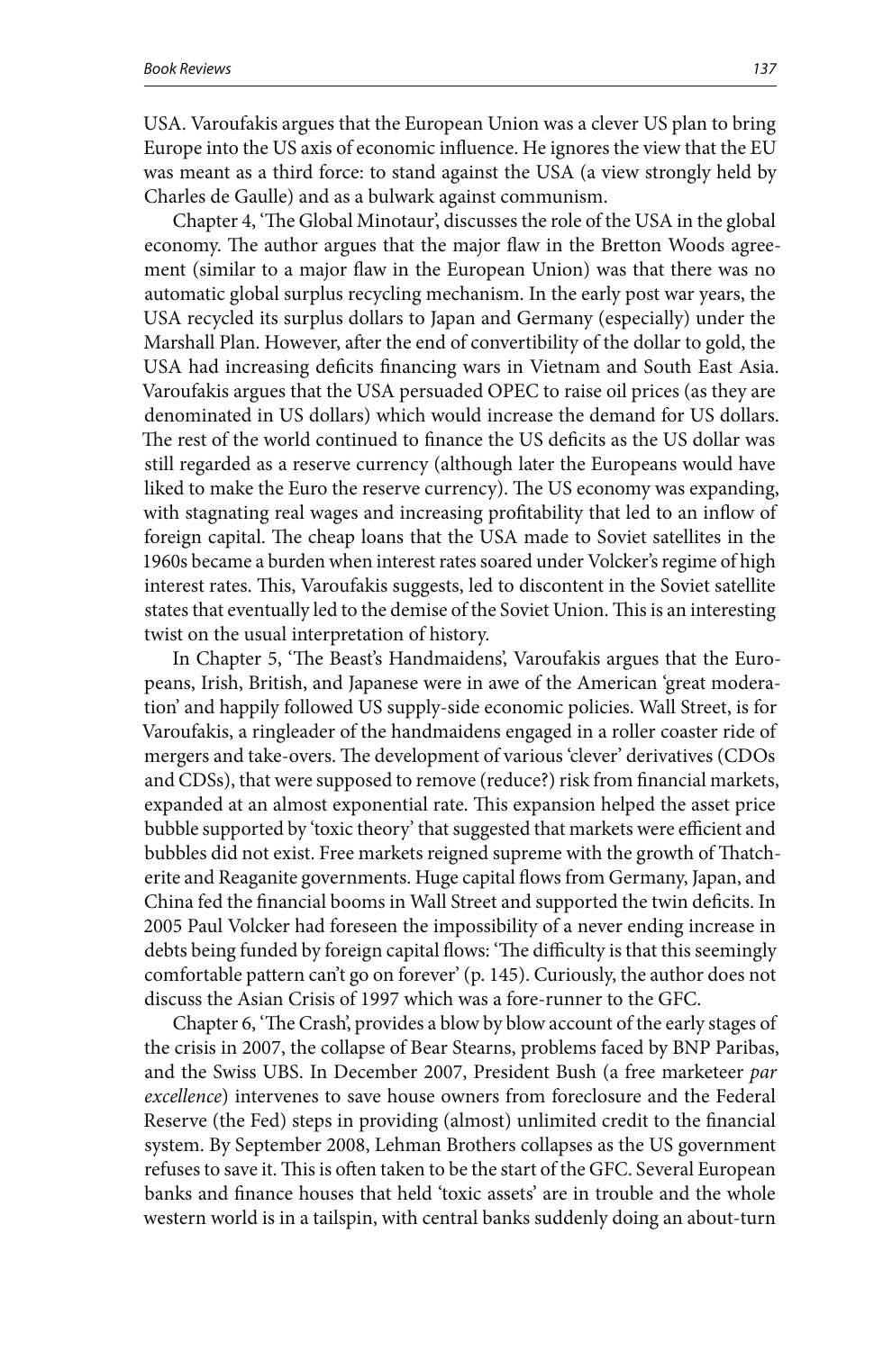USA. Varoufakis argues that the European Union was a clever US plan to bring Europe into the US axis of economic influence. He ignores the view that the EU was meant as a third force: to stand against the USA (a view strongly held by Charles de Gaulle) and as a bulwark against communism.

Chapter 4, 'The Global Minotaur', discusses the role of the USA in the global economy. The author argues that the major flaw in the Bretton Woods agreement (similar to a major flaw in the European Union) was that there was no automatic global surplus recycling mechanism. In the early post war years, the USA recycled its surplus dollars to Japan and Germany (especially) under the Marshall Plan. However, after the end of convertibility of the dollar to gold, the USA had increasing deficits financing wars in Vietnam and South East Asia. Varoufakis argues that the USA persuaded OPEC to raise oil prices (as they are denominated in US dollars) which would increase the demand for US dollars. The rest of the world continued to finance the US deficits as the US dollar was still regarded as a reserve currency (although later the Europeans would have liked to make the Euro the reserve currency). The US economy was expanding, with stagnating real wages and increasing profitability that led to an inflow of foreign capital. The cheap loans that the USA made to Soviet satellites in the 1960s became a burden when interest rates soared under Volcker's regime of high interest rates. This, Varoufakis suggests, led to discontent in the Soviet satellite states that eventually led to the demise of the Soviet Union. This is an interesting twist on the usual interpretation of history.

In Chapter 5, 'The Beast's Handmaidens', Varoufakis argues that the Europeans, Irish, British, and Japanese were in awe of the American 'great moderation' and happily followed US supply-side economic policies. Wall Street, is for Varoufakis, a ringleader of the handmaidens engaged in a roller coaster ride of mergers and take-overs. The development of various 'clever' derivatives (CDOs and CDSs), that were supposed to remove (reduce?) risk from financial markets, expanded at an almost exponential rate. This expansion helped the asset price bubble supported by 'toxic theory' that suggested that markets were efficient and bubbles did not exist. Free markets reigned supreme with the growth of Thatcherite and Reaganite governments. Huge capital flows from Germany, Japan, and China fed the financial booms in Wall Street and supported the twin deficits. In 2005 Paul Volcker had foreseen the impossibility of a never ending increase in debts being funded by foreign capital flows: 'The difficulty is that this seemingly comfortable pattern can't go on forever' (p. 145). Curiously, the author does not discuss the Asian Crisis of 1997 which was a fore-runner to the GFC.

Chapter 6, 'The Crash', provides a blow by blow account of the early stages of the crisis in 2007, the collapse of Bear Stearns, problems faced by BNP Paribas, and the Swiss UBS. In December 2007, President Bush (a free marketeer *par excellence*) intervenes to save house owners from foreclosure and the Federal Reserve (the Fed) steps in providing (almost) unlimited credit to the financial system. By September 2008, Lehman Brothers collapses as the US government refuses to save it. This is often taken to be the start of the GFC. Several European banks and finance houses that held 'toxic assets' are in trouble and the whole western world is in a tailspin, with central banks suddenly doing an about-turn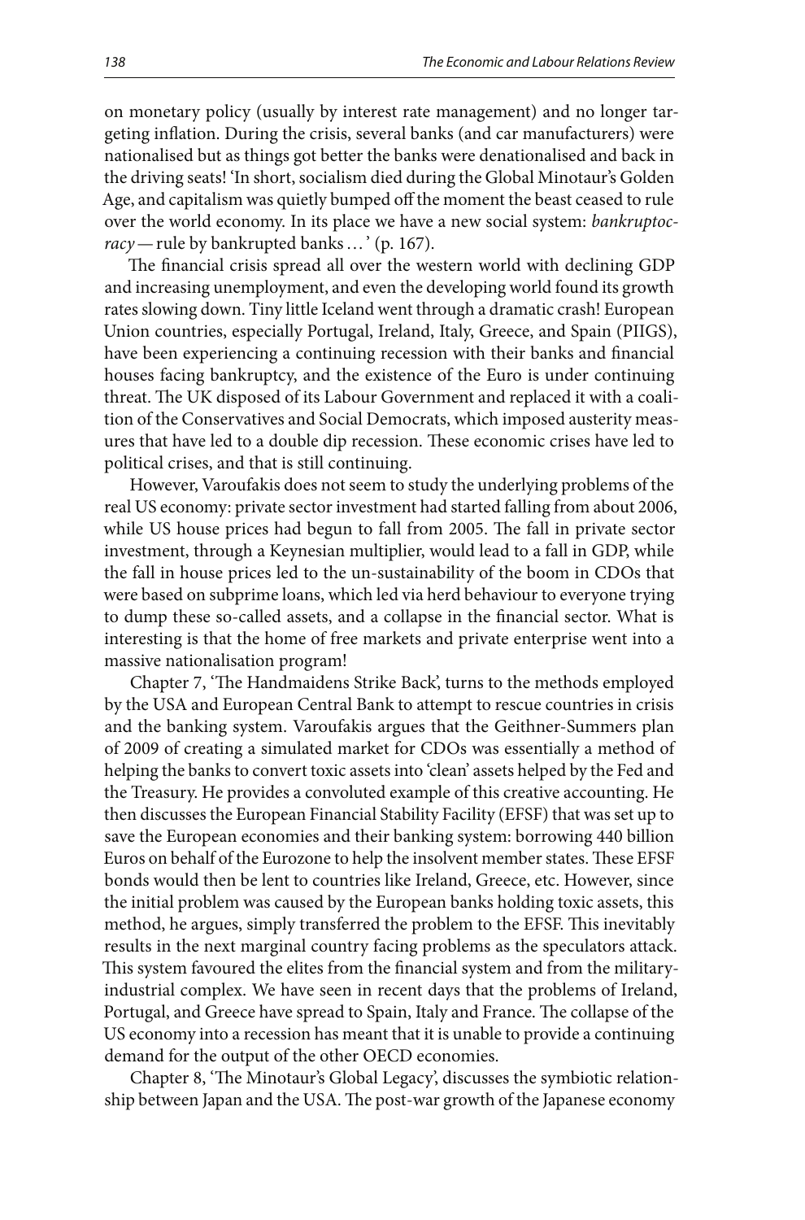on monetary policy (usually by interest rate management) and no longer targeting inflation. During the crisis, several banks (and car manufacturers) were nationalised but as things got better the banks were denationalised and back in the driving seats! 'In short, socialism died during the Global Minotaur's Golden Age, and capitalism was quietly bumped off the moment the beast ceased to rule over the world economy. In its place we have a new social system: *bankruptocracy* — rule by bankrupted banks … ' (p. 167).

The financial crisis spread all over the western world with declining GDP and increasing unemployment, and even the developing world found its growth rates slowing down. Tiny little Iceland went through a dramatic crash! European Union countries, especially Portugal, Ireland, Italy, Greece, and Spain (PIIGS), have been experiencing a continuing recession with their banks and financial houses facing bankruptcy, and the existence of the Euro is under continuing threat. The UK disposed of its Labour Government and replaced it with a coalition of the Conservatives and Social Democrats, which imposed austerity measures that have led to a double dip recession. These economic crises have led to political crises, and that is still continuing.

However, Varoufakis does not seem to study the underlying problems of the real US economy: private sector investment had started falling from about 2006, while US house prices had begun to fall from 2005. The fall in private sector investment, through a Keynesian multiplier, would lead to a fall in GDP, while the fall in house prices led to the un-sustainability of the boom in CDOs that were based on subprime loans, which led via herd behaviour to everyone trying to dump these so-called assets, and a collapse in the financial sector. What is interesting is that the home of free markets and private enterprise went into a massive nationalisation program!

Chapter 7, 'The Handmaidens Strike Back', turns to the methods employed by the USA and European Central Bank to attempt to rescue countries in crisis and the banking system. Varoufakis argues that the Geithner-Summers plan of 2009 of creating a simulated market for CDOs was essentially a method of helping the banks to convert toxic assets into 'clean' assets helped by the Fed and the Treasury. He provides a convoluted example of this creative accounting. He then discusses the European Financial Stability Facility (EFSF) that was set up to save the European economies and their banking system: borrowing 440 billion Euros on behalf of the Eurozone to help the insolvent member states. These EFSF bonds would then be lent to countries like Ireland, Greece, etc. However, since the initial problem was caused by the European banks holding toxic assets, this method, he argues, simply transferred the problem to the EFSF. This inevitably results in the next marginal country facing problems as the speculators attack. This system favoured the elites from the financial system and from the military-industrial complex. We have seen in recent days that the problems of Ireland, Portugal, and Greece have spread to Spain, Italy and France. The collapse of the US economy into a recession has meant that it is unable to provide a continuing demand for the output of the other OECD economies.

Chapter 8, 'The Minotaur's Global Legacy', discusses the symbiotic relationship between Japan and the USA. The post-war growth of the Japanese economy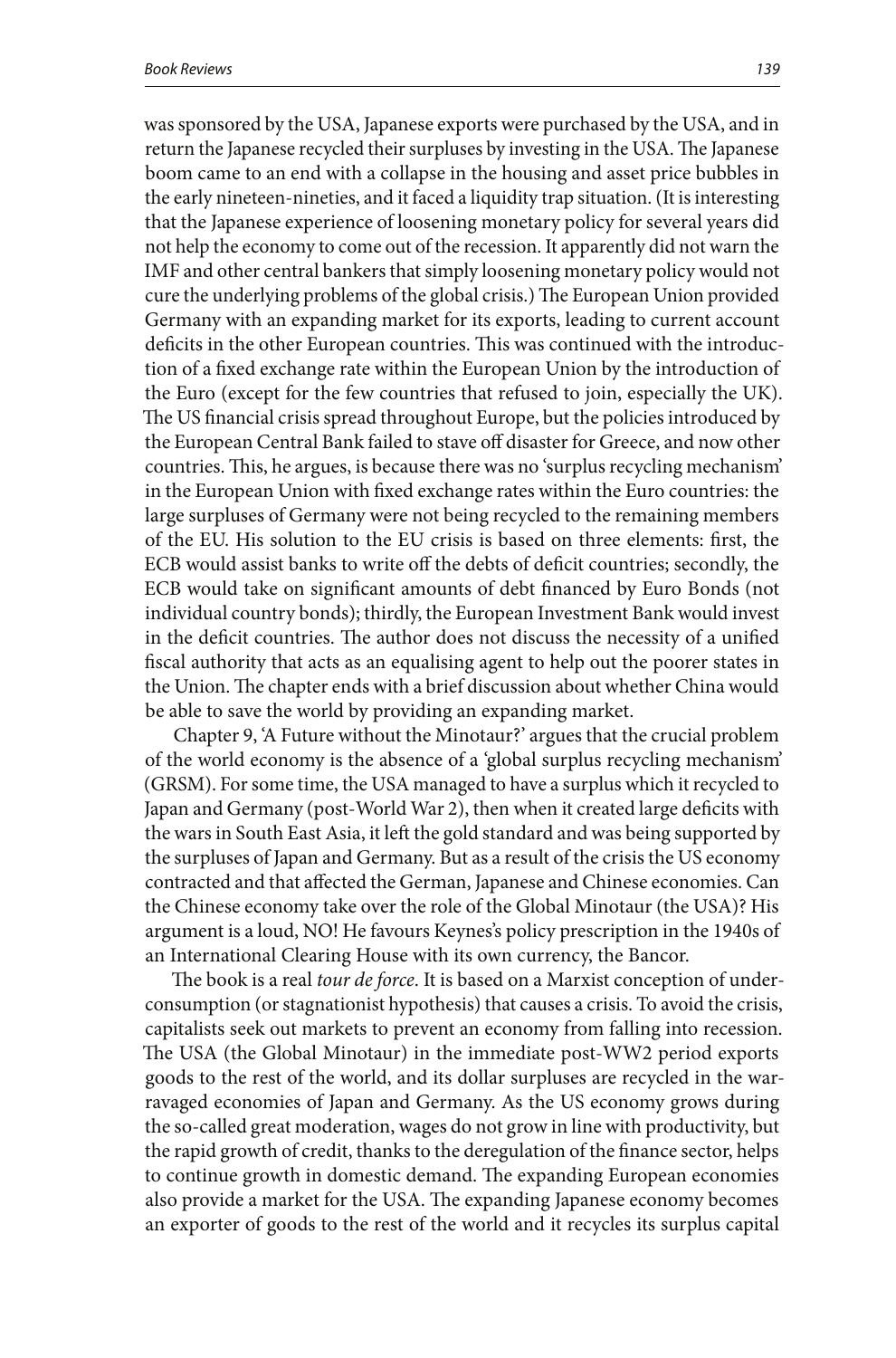was sponsored by the USA, Japanese exports were purchased by the USA, and in return the Japanese recycled their surpluses by investing in the USA. The Japanese boom came to an end with a collapse in the housing and asset price bubbles in the early nineteen-nineties, and it faced a liquidity trap situation. (It is interesting that the Japanese experience of loosening monetary policy for several years did not help the economy to come out of the recession. It apparently did not warn the IMF and other central bankers that simply loosening monetary policy would not cure the underlying problems of the global crisis.) The European Union provided Germany with an expanding market for its exports, leading to current account deficits in the other European countries. This was continued with the introduction of a fixed exchange rate within the European Union by the introduction of the Euro (except for the few countries that refused to join, especially the UK). The US financial crisis spread throughout Europe, but the policies introduced by the European Central Bank failed to stave off disaster for Greece, and now other countries. This, he argues, is because there was no 'surplus recycling mechanism' in the European Union with fixed exchange rates within the Euro countries: the large surpluses of Germany were not being recycled to the remaining members of the EU. His solution to the EU crisis is based on three elements: first, the ECB would assist banks to write off the debts of deficit countries; secondly, the ECB would take on significant amounts of debt financed by Euro Bonds (not individual country bonds); thirdly, the European Investment Bank would invest in the deficit countries. The author does not discuss the necessity of a unified fiscal authority that acts as an equalising agent to help out the poorer states in the Union. The chapter ends with a brief discussion about whether China would be able to save the world by providing an expanding market.

Chapter 9, 'A Future without the Minotaur?' argues that the crucial problem of the world economy is the absence of a 'global surplus recycling mechanism' (GRSM). For some time, the USA managed to have a surplus which it recycled to Japan and Germany (post-World War 2), then when it created large deficits with the wars in South East Asia, it left the gold standard and was being supported by the surpluses of Japan and Germany. But as a result of the crisis the US economy contracted and that affected the German, Japanese and Chinese economies. Can the Chinese economy take over the role of the Global Minotaur (the USA)? His argument is a loud, NO! He favours Keynes's policy prescription in the 1940s of an International Clearing House with its own currency, the Bancor.

The book is a real *tour de force*. It is based on a Marxist conception of underconsumption (or stagnationist hypothesis) that causes a crisis. To avoid the crisis, capitalists seek out markets to prevent an economy from falling into recession. The USA (the Global Minotaur) in the immediate post-WW2 period exports goods to the rest of the world, and its dollar surpluses are recycled in the war-ravaged economies of Japan and Germany. As the US economy grows during the so-called great moderation, wages do not grow in line with productivity, but the rapid growth of credit, thanks to the deregulation of the finance sector, helps to continue growth in domestic demand. The expanding European economies also provide a market for the USA. The expanding Japanese economy becomes an exporter of goods to the rest of the world and it recycles its surplus capital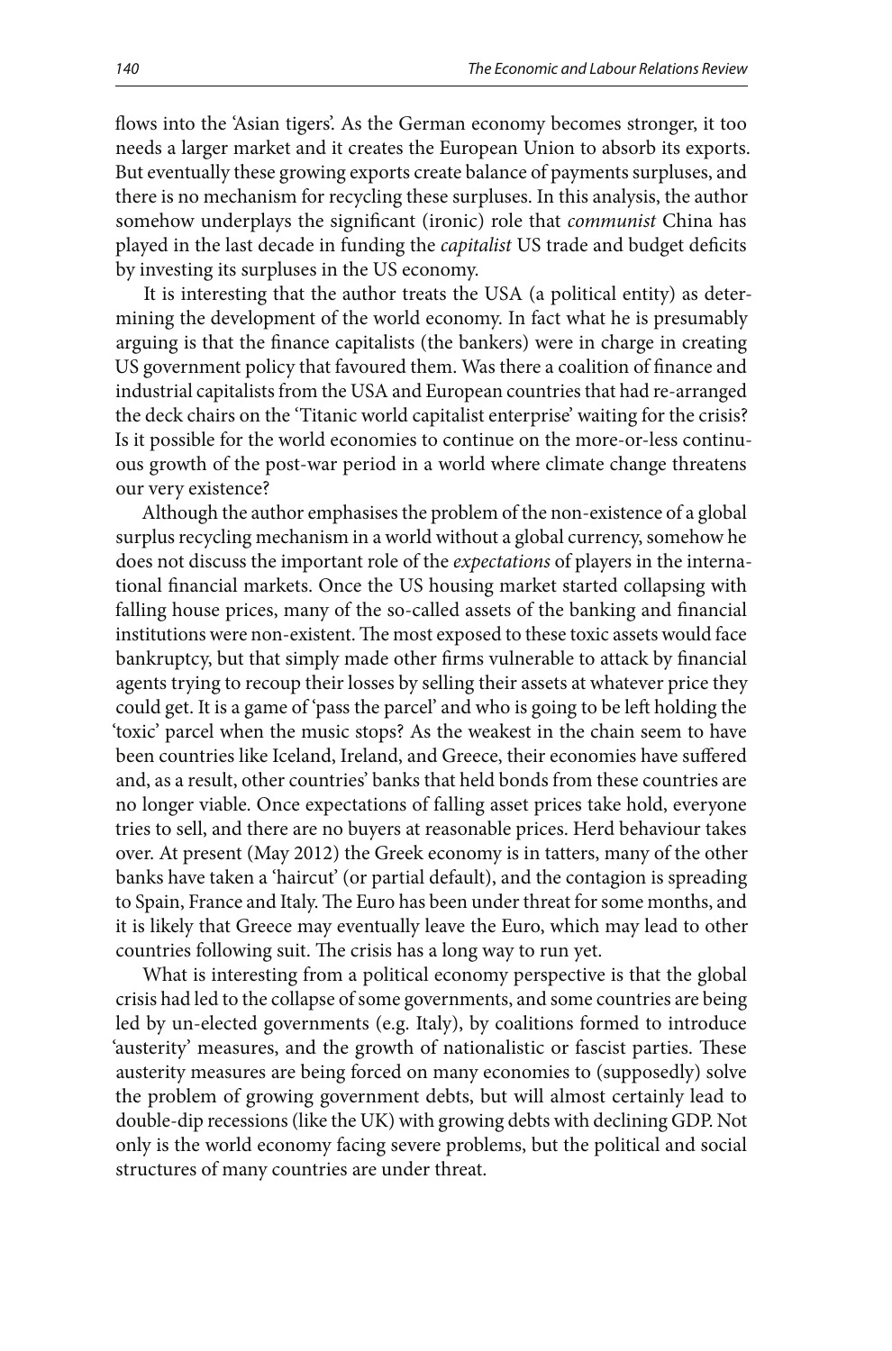flows into the 'Asian tigers'. As the German economy becomes stronger, it too needs a larger market and it creates the European Union to absorb its exports. But eventually these growing exports create balance of payments surpluses, and there is no mechanism for recycling these surpluses. In this analysis, the author somehow underplays the significant (ironic) role that *communist* China has played in the last decade in funding the *capitalist* US trade and budget deficits by investing its surpluses in the US economy.

It is interesting that the author treats the USA (a political entity) as determining the development of the world economy. In fact what he is presumably arguing is that the finance capitalists (the bankers) were in charge in creating US government policy that favoured them. Was there a coalition of finance and industrial capitalists from the USA and European countries that had re-arranged the deck chairs on the 'Titanic world capitalist enterprise' waiting for the crisis? Is it possible for the world economies to continue on the more-or-less continuous growth of the post-war period in a world where climate change threatens our very existence?

Although the author emphasises the problem of the non-existence of a global surplus recycling mechanism in a world without a global currency, somehow he does not discuss the important role of the *expectations* of players in the international financial markets. Once the US housing market started collapsing with falling house prices, many of the so-called assets of the banking and financial institutions were non-existent. The most exposed to these toxic assets would face bankruptcy, but that simply made other firms vulnerable to attack by financial agents trying to recoup their losses by selling their assets at whatever price they could get. It is a game of 'pass the parcel' and who is going to be left holding the 'toxic' parcel when the music stops? As the weakest in the chain seem to have been countries like Iceland, Ireland, and Greece, their economies have suffered and, as a result, other countries' banks that held bonds from these countries are no longer viable. Once expectations of falling asset prices take hold, everyone tries to sell, and there are no buyers at reasonable prices. Herd behaviour takes over. At present (May 2012) the Greek economy is in tatters, many of the other banks have taken a 'haircut' (or partial default), and the contagion is spreading to Spain, France and Italy. The Euro has been under threat for some months, and it is likely that Greece may eventually leave the Euro, which may lead to other countries following suit. The crisis has a long way to run yet.

What is interesting from a political economy perspective is that the global crisis had led to the collapse of some governments, and some countries are being led by un-elected governments (e.g. Italy), by coalitions formed to introduce 'austerity' measures, and the growth of nationalistic or fascist parties. These austerity measures are being forced on many economies to (supposedly) solve the problem of growing government debts, but will almost certainly lead to double-dip recessions (like the UK) with growing debts with declining GDP. Not only is the world economy facing severe problems, but the political and social structures of many countries are under threat.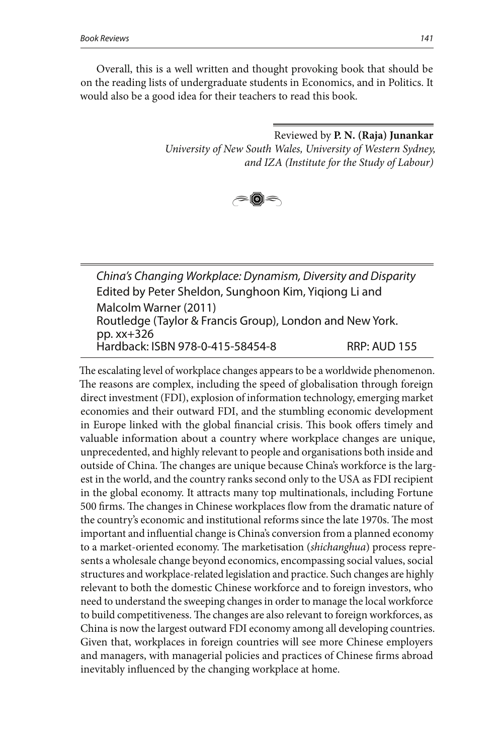Overall, this is a well written and thought provoking book that should be on the reading lists of undergraduate students in Economics, and in Politics. It would also be a good idea for their teachers to read this book.

Reviewed by **P. N. (Raja) Junankar**
*University of New South Wales, University of Western Sydney, and IZA (Institute for the Study of Labour)*

---

*China's Changing Workplace: Dynamism, Diversity and Disparity*
Edited by Peter Sheldon, Sunghoon Kim, Yiqiong Li and Malcolm Warner (2011)
Routledge (Taylor & Francis Group), London and New York.
pp. xx+326
Hardback: ISBN 978-0-415-58454-8 RRP: AUD 155

The escalating level of workplace changes appears to be a worldwide phenomenon. The reasons are complex, including the speed of globalisation through foreign direct investment (FDI), explosion of information technology, emerging market economies and their outward FDI, and the stumbling economic development in Europe linked with the global financial crisis. This book offers timely and valuable information about a country where workplace changes are unique, unprecedented, and highly relevant to people and organisations both inside and outside of China. The changes are unique because China's workforce is the largest in the world, and the country ranks second only to the USA as FDI recipient in the global economy. It attracts many top multinationals, including Fortune 500 firms. The changes in Chinese workplaces flow from the dramatic nature of the country's economic and institutional reforms since the late 1970s. The most important and influential change is China's conversion from a planned economy to a market-oriented economy. The marketisation (*shichanghua*) process represents a wholesale change beyond economics, encompassing social values, social structures and workplace-related legislation and practice. Such changes are highly relevant to both the domestic Chinese workforce and to foreign investors, who need to understand the sweeping changes in order to manage the local workforce to build competitiveness. The changes are also relevant to foreign workforces, as China is now the largest outward FDI economy among all developing countries. Given that, workplaces in foreign countries will see more Chinese employers and managers, with managerial policies and practices of Chinese firms abroad inevitably influenced by the changing workplace at home.